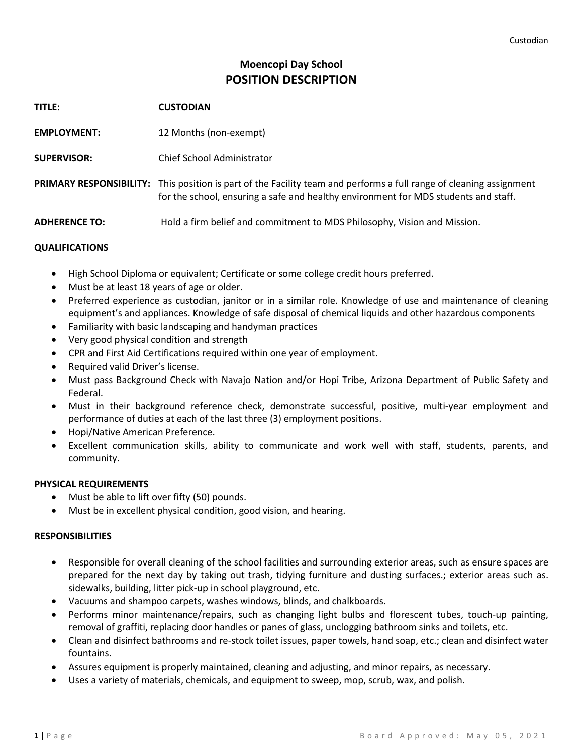# Moencopi Day School

## POSITION DESCRIPTION

**TITLE:** **CUSTODIAN**

**EMPLOYMENT:** 12 Months (non-exempt)

**SUPERVISOR:** Chief School Administrator

**PRIMARY RESPONSIBILITY:** This position is part of the Facility team and performs a full range of cleaning assignment for the school, ensuring a safe and healthy environment for MDS students and staff.

**ADHERENCE TO:** Hold a firm belief and commitment to MDS Philosophy, Vision and Mission.

### QUALIFICATIONS

- High School Diploma or equivalent; Certificate or some college credit hours preferred.
- Must be at least 18 years of age or older.
- Preferred experience as custodian, janitor or in a similar role. Knowledge of use and maintenance of cleaning equipment's and appliances. Knowledge of safe disposal of chemical liquids and other hazardous components
- Familiarity with basic landscaping and handyman practices
- Very good physical condition and strength
- CPR and First Aid Certifications required within one year of employment.
- Required valid Driver's license.
- Must pass Background Check with Navajo Nation and/or Hopi Tribe, Arizona Department of Public Safety and Federal.
- Must in their background reference check, demonstrate successful, positive, multi-year employment and performance of duties at each of the last three (3) employment positions.
- Hopi/Native American Preference.
- Excellent communication skills, ability to communicate and work well with staff, students, parents, and community.

### PHYSICAL REQUIREMENTS

- Must be able to lift over fifty (50) pounds.
- Must be in excellent physical condition, good vision, and hearing.

### RESPONSIBILITIES

- Responsible for overall cleaning of the school facilities and surrounding exterior areas, such as ensure spaces are prepared for the next day by taking out trash, tidying furniture and dusting surfaces.; exterior areas such as. sidewalks, building, litter pick-up in school playground, etc.
- Vacuums and shampoo carpets, washes windows, blinds, and chalkboards.
- Performs minor maintenance/repairs, such as changing light bulbs and florescent tubes, touch-up painting, removal of graffiti, replacing door handles or panes of glass, unclogging bathroom sinks and toilets, etc.
- Clean and disinfect bathrooms and re-stock toilet issues, paper towels, hand soap, etc.; clean and disinfect water fountains.
- Assures equipment is properly maintained, cleaning and adjusting, and minor repairs, as necessary.
- Uses a variety of materials, chemicals, and equipment to sweep, mop, scrub, wax, and polish.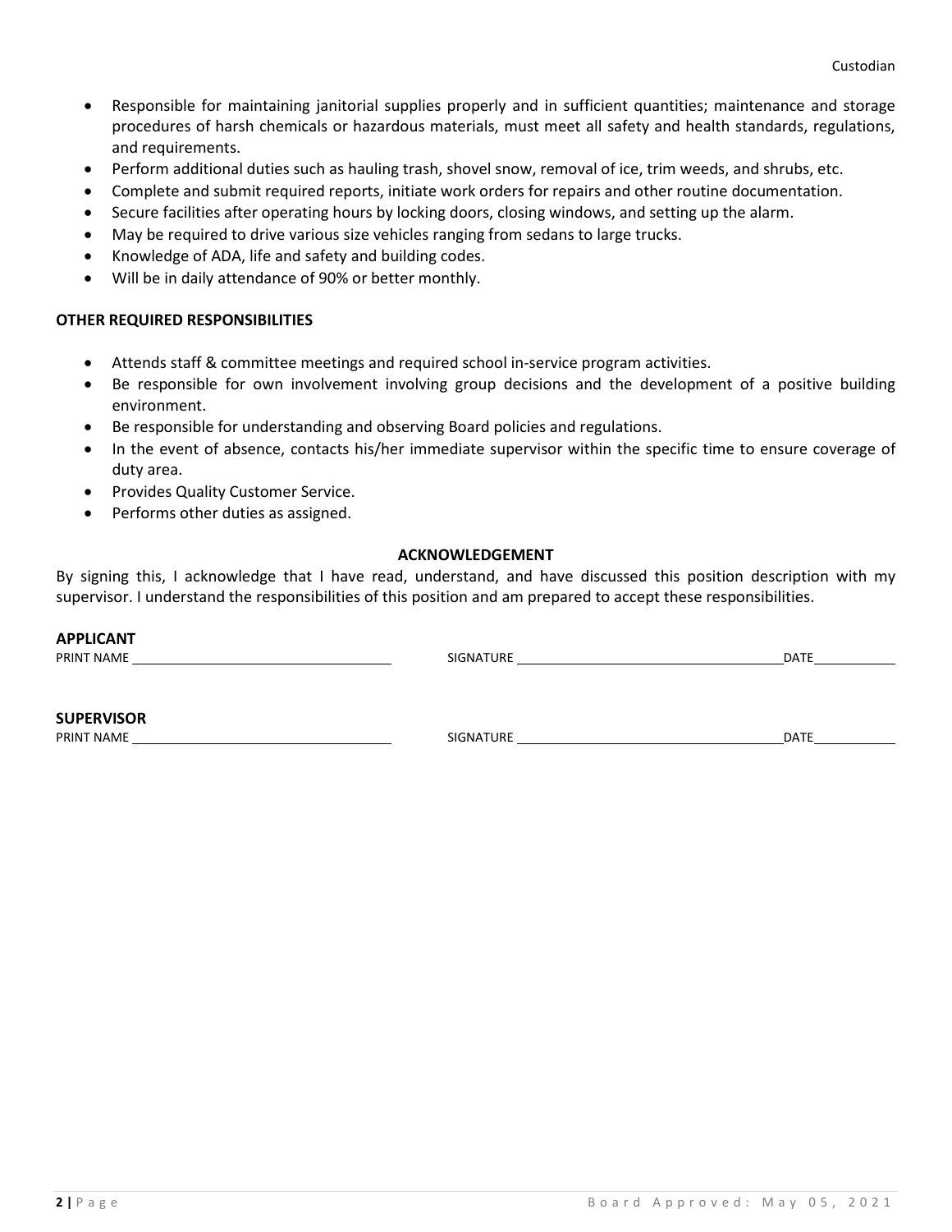- Responsible for maintaining janitorial supplies properly and in sufficient quantities; maintenance and storage procedures of harsh chemicals or hazardous materials, must meet all safety and health standards, regulations, and requirements.
- Perform additional duties such as hauling trash, shovel snow, removal of ice, trim weeds, and shrubs, etc.
- Complete and submit required reports, initiate work orders for repairs and other routine documentation.
- Secure facilities after operating hours by locking doors, closing windows, and setting up the alarm.
- May be required to drive various size vehicles ranging from sedans to large trucks.
- Knowledge of ADA, life and safety and building codes.
- Will be in daily attendance of 90% or better monthly.

**OTHER REQUIRED RESPONSIBILITIES**

- Attends staff & committee meetings and required school in-service program activities.
- Be responsible for own involvement involving group decisions and the development of a positive building environment.
- Be responsible for understanding and observing Board policies and regulations.
- In the event of absence, contacts his/her immediate supervisor within the specific time to ensure coverage of duty area.
- Provides Quality Customer Service.
- Performs other duties as assigned.

**ACKNOWLEDGEMENT**

By signing this, I acknowledge that I have read, understand, and have discussed this position description with my supervisor. I understand the responsibilities of this position and am prepared to accept these responsibilities.

**APPLICANT**

PRINT NAME ____________________ SIGNATURE ____________________ DATE __________

**SUPERVISOR**

PRINT NAME ____________________ SIGNATURE ____________________ DATE __________